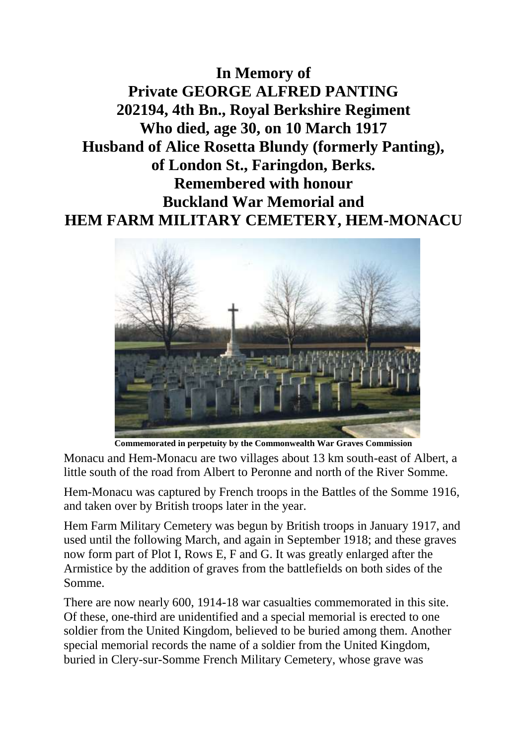# In Memory of
# Private GEORGE ALFRED PANTING
# 202194, 4th Bn., Royal Berkshire Regiment
# Who died, age 30, on 10 March 1917
# Husband of Alice Rosetta Blundy (formerly Panting), of London St., Faringdon, Berks.
# Remembered with honour
# Buckland War Memorial and
# HEM FARM MILITARY CEMETERY, HEM-MONACU

**Commemorated in perpetuity by the Commonwealth War Graves Commission**

Monacu and Hem-Monacu are two villages about 13 km south-east of Albert, a little south of the road from Albert to Peronne and north of the River Somme.

Hem-Monacu was captured by French troops in the Battles of the Somme 1916, and taken over by British troops later in the year.

Hem Farm Military Cemetery was begun by British troops in January 1917, and used until the following March, and again in September 1918; and these graves now form part of Plot I, Rows E, F and G. It was greatly enlarged after the Armistice by the addition of graves from the battlefields on both sides of the Somme.

There are now nearly 600, 1914-18 war casualties commemorated in this site. Of these, one-third are unidentified and a special memorial is erected to one soldier from the United Kingdom, believed to be buried among them. Another special memorial records the name of a soldier from the United Kingdom, buried in Clery-sur-Somme French Military Cemetery, whose grave was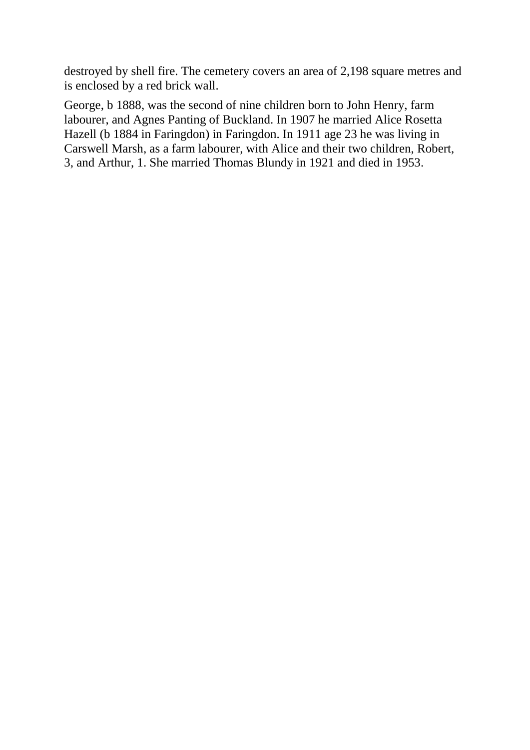destroyed by shell fire. The cemetery covers an area of 2,198 square metres and is enclosed by a red brick wall.

George, b 1888, was the second of nine children born to John Henry, farm labourer, and Agnes Panting of Buckland. In 1907 he married Alice Rosetta Hazell (b 1884 in Faringdon) in Faringdon. In 1911 age 23 he was living in Carswell Marsh, as a farm labourer, with Alice and their two children, Robert, 3, and Arthur, 1. She married Thomas Blundy in 1921 and died in 1953.